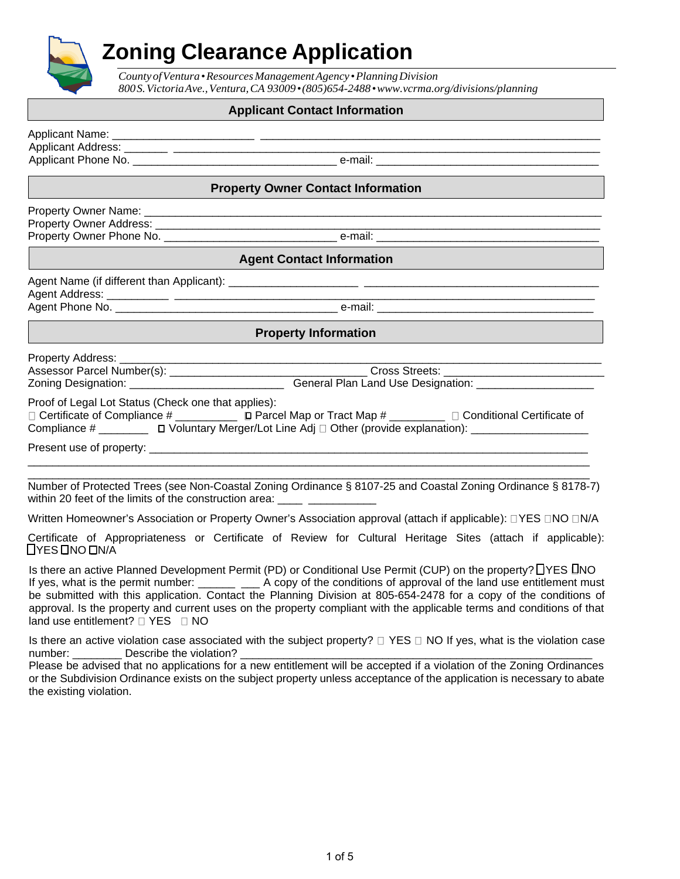# Zoning Clearance Application

*County of Ventura • Resources Management Agency • Planning Division*
*800 S. Victoria Ave., Ventura, CA 93009 • (805)654-2488 • www.vcrma.org/divisions/planning*

## Applicant Contact Information

Applicant Name: ____________________ ________________________________________________
Applicant Address: _______ ____________________________________________________________
Applicant Phone No. _______________________________ e-mail: _________________________________

## Property Owner Contact Information

Property Owner Name: ___________________________________________________________________
Property Owner Address: _________________________________________________________________
Property Owner Phone No. __________________________ e-mail: _________________________________

## Agent Contact Information

Agent Name (if different than Applicant): ___________________ __________________________________
Agent Address: _________ ______________________________________________________________
Agent Phone No. __________________________________ e-mail: ________________________________

## Property Information

Property Address: _______________________________________________________________________
Assessor Parcel Number(s): ______________________________ Cross Streets: _______________________
Zoning Designation: ________________________ General Plan Land Use Designation: __________________

Proof of Legal Lot Status (Check one that applies):
☐ Certificate of Compliance # _________ ☐ Parcel Map or Tract Map # ________ ☐ Conditional Certificate of Compliance # _______ ☐ Voluntary Merger/Lot Line Adj ☐ Other (provide explanation): _________________

Present use of property: ___________________________________________________________________
_______________________________________________________________________________________
_______________________________________________________________________________________

Number of Protected Trees (see Non-Coastal Zoning Ordinance § 8107-25 and Coastal Zoning Ordinance § 8178-7) within 20 feet of the limits of the construction area: ____ __________

Written Homeowner's Association or Property Owner's Association approval (attach if applicable): ☐YES ☐NO ☐N/A

Certificate of Appropriateness or Certificate of Review for Cultural Heritage Sites (attach if applicable): ☐YES ☐NO ☐N/A

Is there an active Planned Development Permit (PD) or Conditional Use Permit (CUP) on the property? ☐YES ☐NO
If yes, what is the permit number: _____ ___ A copy of the conditions of approval of the land use entitlement must be submitted with this application. Contact the Planning Division at 805-654-2478 for a copy of the conditions of approval. Is the property and current uses on the property compliant with the applicable terms and conditions of that land use entitlement? ☐ YES ☐ NO

Is there an active violation case associated with the subject property? ☐ YES ☐ NO If yes, what is the violation case number: _______ Describe the violation? _____________________________________________
Please be advised that no applications for a new entitlement will be accepted if a violation of the Zoning Ordinances or the Subdivision Ordinance exists on the subject property unless acceptance of the application is necessary to abate the existing violation.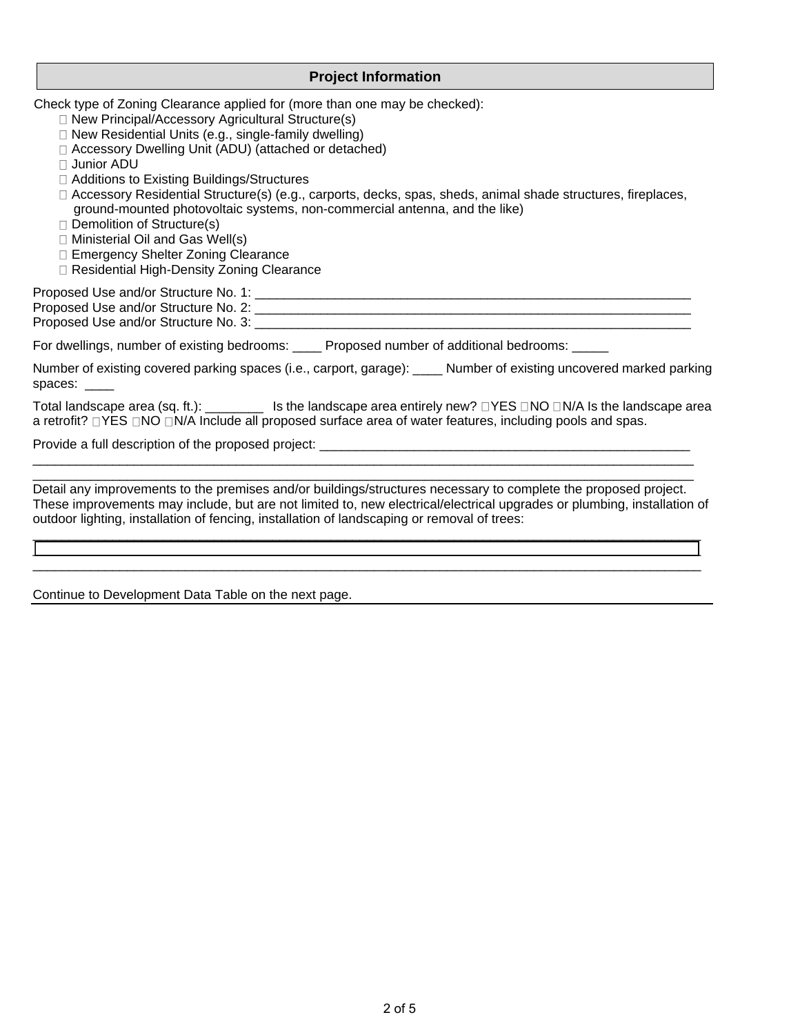## Project Information

Check type of Zoning Clearance applied for (more than one may be checked):

- ☐ New Principal/Accessory Agricultural Structure(s)
- ☐ New Residential Units (e.g., single-family dwelling)
- ☐ Accessory Dwelling Unit (ADU) (attached or detached)
- ☐ Junior ADU
- ☐ Additions to Existing Buildings/Structures
- ☐ Accessory Residential Structure(s) (e.g., carports, decks, spas, sheds, animal shade structures, fireplaces, ground-mounted photovoltaic systems, non-commercial antenna, and the like)
- ☐ Demolition of Structure(s)
- ☐ Ministerial Oil and Gas Well(s)
- ☐ Emergency Shelter Zoning Clearance
- ☐ Residential High-Density Zoning Clearance

Proposed Use and/or Structure No. 1: ______________________________________________________________

Proposed Use and/or Structure No. 2: ______________________________________________________________

Proposed Use and/or Structure No. 3: ______________________________________________________________

For dwellings, number of existing bedrooms: ____ Proposed number of additional bedrooms: _____

Number of existing covered parking spaces (i.e., carport, garage): ____ Number of existing uncovered marked parking spaces: ____

Total landscape area (sq. ft.): ________ Is the landscape area entirely new? ☐YES ☐NO ☐N/A Is the landscape area a retrofit? ☐YES ☐NO ☐N/A Include all proposed surface area of water features, including pools and spas.

Provide a full description of the proposed project: ______________________________________________________
______________________________________________________________________________________________
______________________________________________________________________________________________

Detail any improvements to the premises and/or buildings/structures necessary to complete the proposed project. These improvements may include, but are not limited to, new electrical/electrical upgrades or plumbing, installation of outdoor lighting, installation of fencing, installation of landscaping or removal of trees:
______________________________________________________________________________________________
______________________________________________________________________________________________
______________________________________________________________________________________________

Continue to Development Data Table on the next page.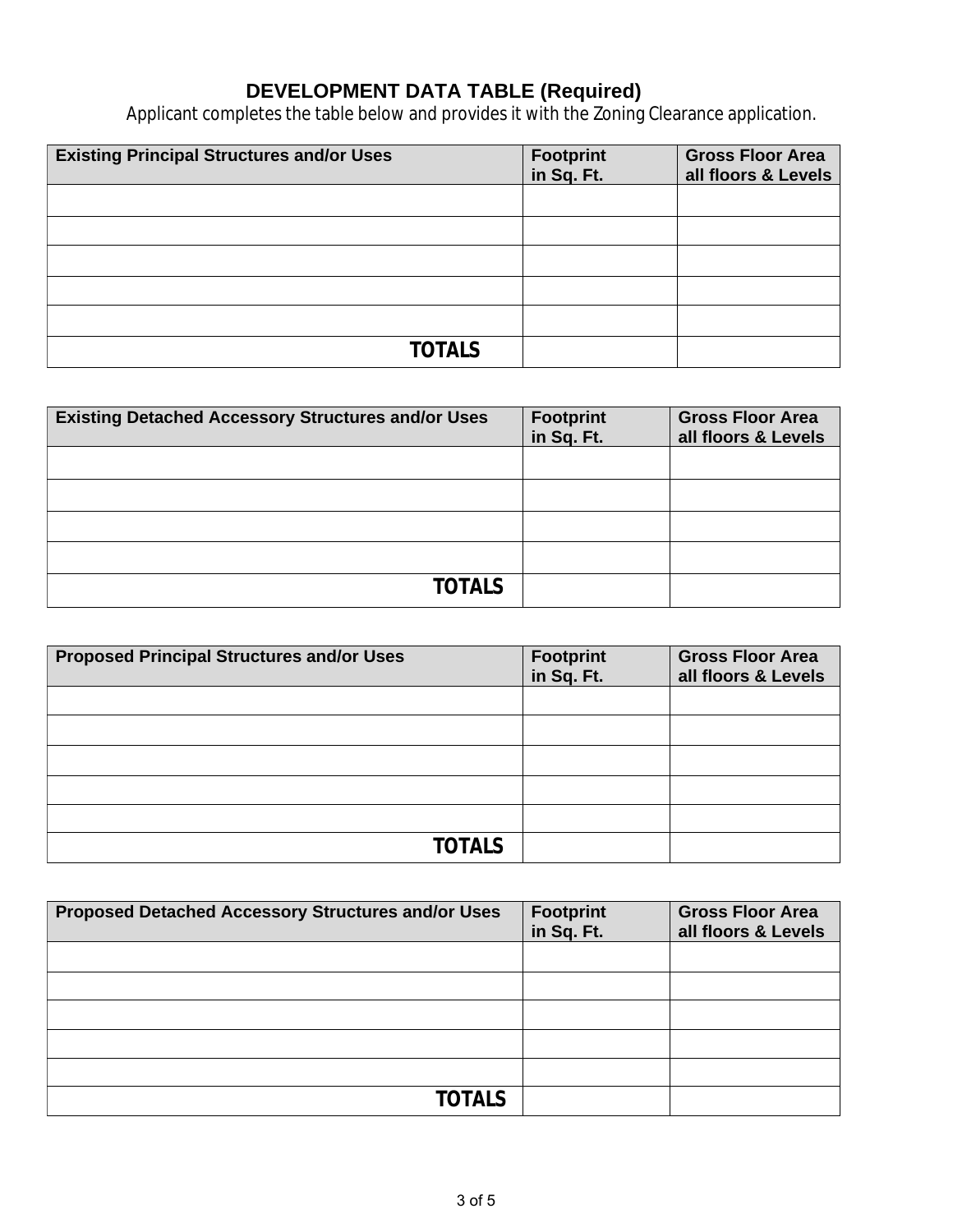## DEVELOPMENT DATA TABLE (Required)

Applicant completes the table below and provides it with the Zoning Clearance application.

| Existing Principal Structures and/or Uses | Footprint in Sq. Ft. | Gross Floor Area all floors & Levels |
|---|---|---|
| | | |
| | | |
| | | |
| | | |
| | | |
| **TOTALS** | | |

| Existing Detached Accessory Structures and/or Uses | Footprint in Sq. Ft. | Gross Floor Area all floors & Levels |
|---|---|---|
| | | |
| | | |
| | | |
| | | |
| **TOTALS** | | |

| Proposed Principal Structures and/or Uses | Footprint in Sq. Ft. | Gross Floor Area all floors & Levels |
|---|---|---|
| | | |
| | | |
| | | |
| | | |
| | | |
| **TOTALS** | | |

| Proposed Detached Accessory Structures and/or Uses | Footprint in Sq. Ft. | Gross Floor Area all floors & Levels |
|---|---|---|
| | | |
| | | |
| | | |
| | | |
| | | |
| **TOTALS** | | |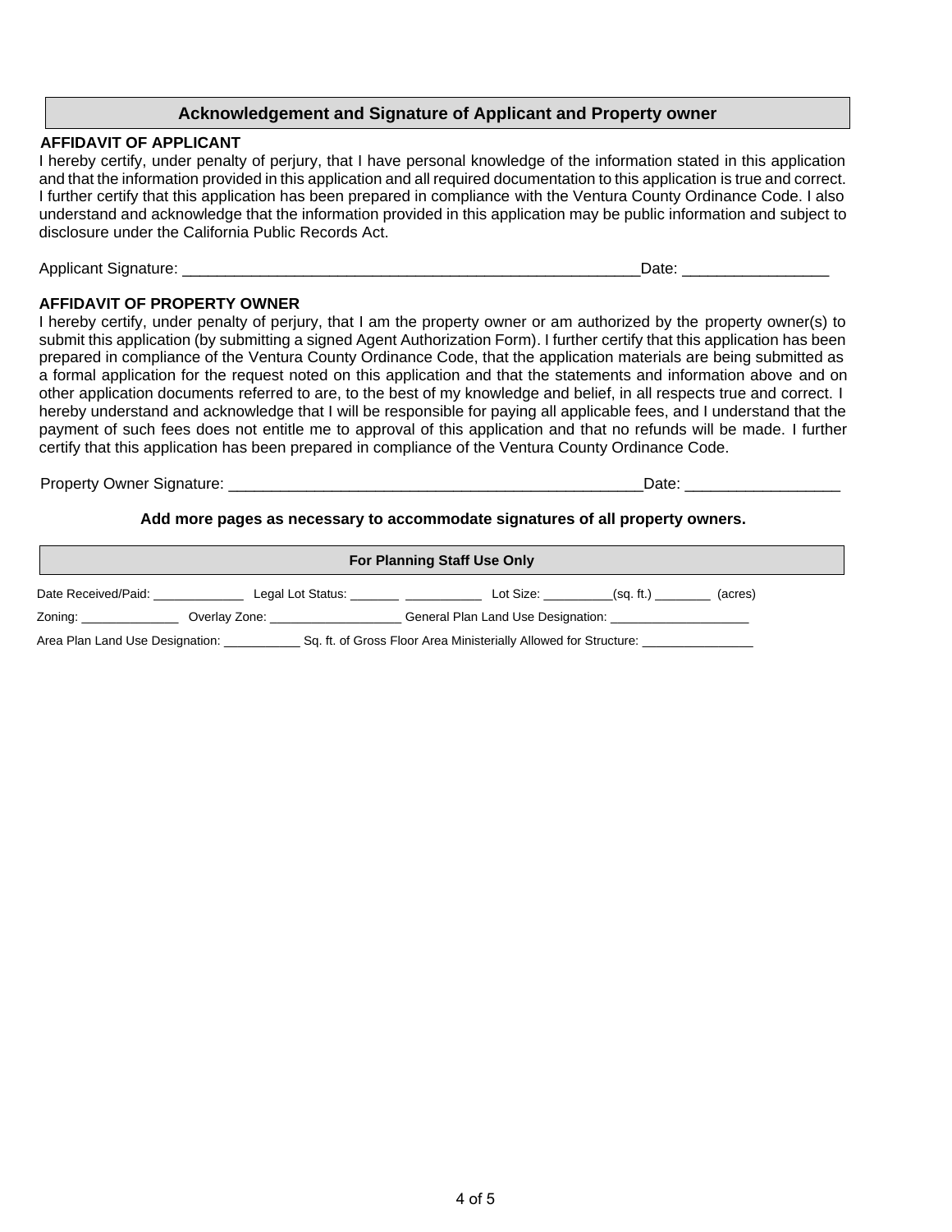## Acknowledgement and Signature of Applicant and Property owner

**AFFIDAVIT OF APPLICANT**

I hereby certify, under penalty of perjury, that I have personal knowledge of the information stated in this application and that the information provided in this application and all required documentation to this application is true and correct. I further certify that this application has been prepared in compliance with the Ventura County Ordinance Code. I also understand and acknowledge that the information provided in this application may be public information and subject to disclosure under the California Public Records Act.

Applicant Signature: ______________________________________________________Date: ________________

**AFFIDAVIT OF PROPERTY OWNER**

I hereby certify, under penalty of perjury, that I am the property owner or am authorized by the property owner(s) to submit this application (by submitting a signed Agent Authorization Form). I further certify that this application has been prepared in compliance of the Ventura County Ordinance Code, that the application materials are being submitted as a formal application for the request noted on this application and that the statements and information above and on other application documents referred to are, to the best of my knowledge and belief, in all respects true and correct. I hereby understand and acknowledge that I will be responsible for paying all applicable fees, and I understand that the payment of such fees does not entitle me to approval of this application and that no refunds will be made. I further certify that this application has been prepared in compliance of the Ventura County Ordinance Code.

Property Owner Signature: ________________________________________________Date: _________________

**Add more pages as necessary to accommodate signatures of all property owners.**

### For Planning Staff Use Only

Date Received/Paid: _____________ Legal Lot Status: _______ ___________ Lot Size: __________(sq. ft.) ________ (acres)

Zoning: ______________ Overlay Zone: ___________________ General Plan Land Use Designation: ____________________

Area Plan Land Use Designation: ___________ Sq. ft. of Gross Floor Area Ministerially Allowed for Structure: ________________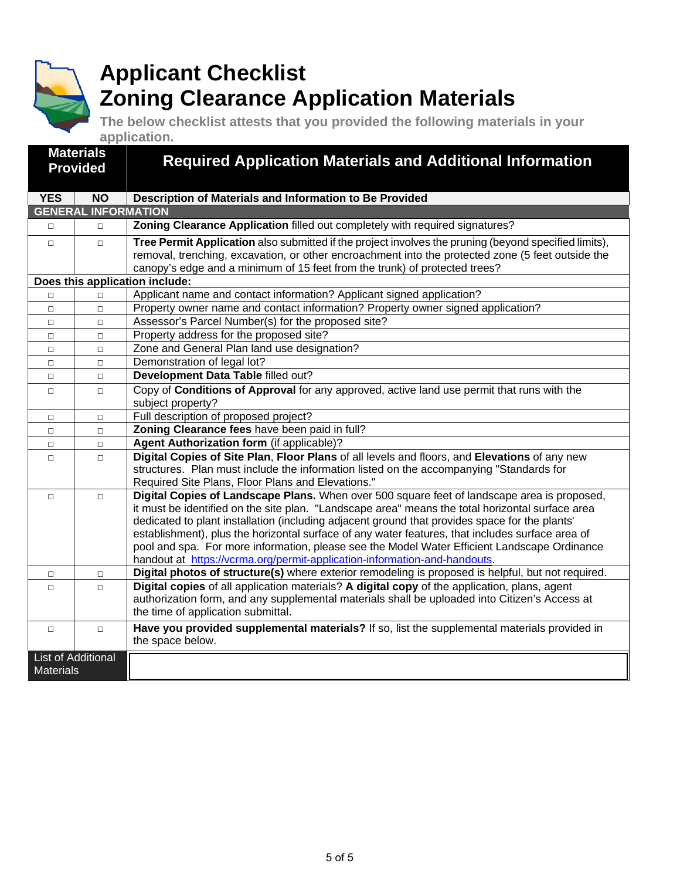# Applicant Checklist
# Zoning Clearance Application Materials

**The below checklist attests that you provided the following materials in your application.**

| Materials Provided | | Required Application Materials and Additional Information |
|---|---|---|
| **YES** | **NO** | **Description of Materials and Information to Be Provided** |
| **GENERAL INFORMATION** | | |
| □ | □ | **Zoning Clearance Application** filled out completely with required signatures? |
| □ | □ | **Tree Permit Application** also submitted if the project involves the pruning (beyond specified limits), removal, trenching, excavation, or other encroachment into the protected zone (5 feet outside the canopy's edge and a minimum of 15 feet from the trunk) of protected trees? |
| **Does this application include:** | | |
| □ | □ | Applicant name and contact information? Applicant signed application? |
| □ | □ | Property owner name and contact information? Property owner signed application? |
| □ | □ | Assessor's Parcel Number(s) for the proposed site? |
| □ | □ | Property address for the proposed site? |
| □ | □ | Zone and General Plan land use designation? |
| □ | □ | Demonstration of legal lot? |
| □ | □ | **Development Data Table** filled out? |
| □ | □ | Copy of **Conditions of Approval** for any approved, active land use permit that runs with the subject property? |
| □ | □ | Full description of proposed project? |
| □ | □ | **Zoning Clearance fees** have been paid in full? |
| □ | □ | **Agent Authorization form** (if applicable)? |
| □ | □ | **Digital Copies of Site Plan**, **Floor Plans** of all levels and floors, and **Elevations** of any new structures. Plan must include the information listed on the accompanying "Standards for Required Site Plans, Floor Plans and Elevations." |
| □ | □ | **Digital Copies of Landscape Plans.** When over 500 square feet of landscape area is proposed, it must be identified on the site plan. "Landscape area" means the total horizontal surface area dedicated to plant installation (including adjacent ground that provides space for the plants' establishment), plus the horizontal surface of any water features, that includes surface area of pool and spa. For more information, please see the Model Water Efficient Landscape Ordinance handout at https://vcrma.org/permit-application-information-and-handouts. |
| □ | □ | **Digital photos of structure(s)** where exterior remodeling is proposed is helpful, but not required. |
| □ | □ | **Digital copies** of all application materials? **A digital copy** of the application, plans, agent authorization form, and any supplemental materials shall be uploaded into Citizen's Access at the time of application submittal. |
| □ | □ | **Have you provided supplemental materials?** If so, list the supplemental materials provided in the space below. |
| List of Additional Materials | | |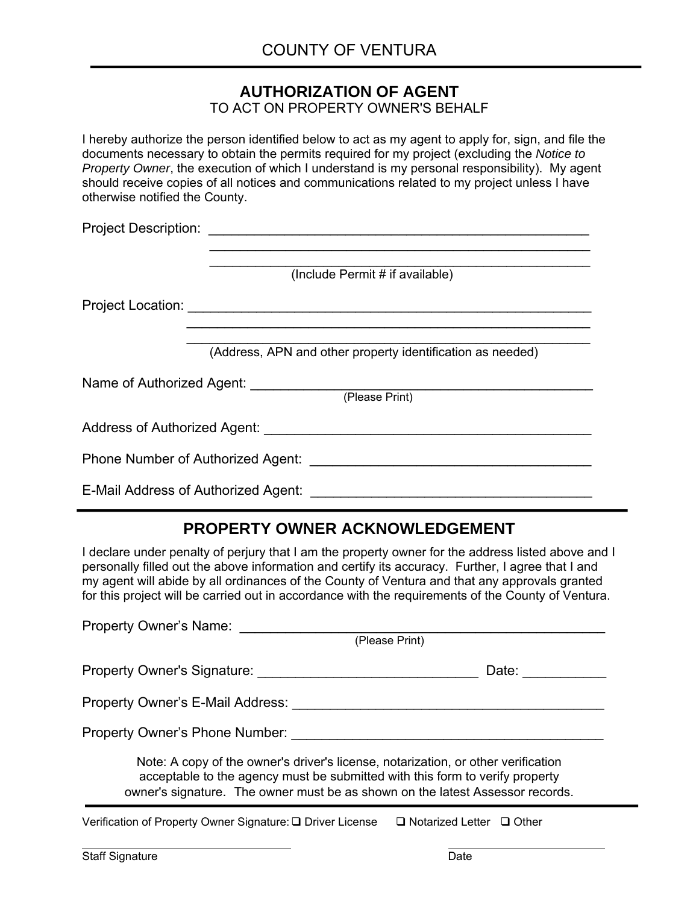COUNTY OF VENTURA

---

## AUTHORIZATION OF AGENT

TO ACT ON PROPERTY OWNER'S BEHALF

I hereby authorize the person identified below to act as my agent to apply for, sign, and file the documents necessary to obtain the permits required for my project (excluding the *Notice to Property Owner*, the execution of which I understand is my personal responsibility). My agent should receive copies of all notices and communications related to my project unless I have otherwise notified the County.

Project Description: ______________________________________________________

______________________________________________________

______________________________________________________

(Include Permit # if available)

Project Location: __________________________________________________________

__________________________________________________________

__________________________________________________________

(Address, APN and other property identification as needed)

Name of Authorized Agent: _________________________________________________

(Please Print)

Address of Authorized Agent: _______________________________________________

Phone Number of Authorized Agent: __________________________________________

E-Mail Address of Authorized Agent: __________________________________________

---

## PROPERTY OWNER ACKNOWLEDGEMENT

I declare under penalty of perjury that I am the property owner for the address listed above and I personally filled out the above information and certify its accuracy. Further, I agree that I and my agent will abide by all ordinances of the County of Ventura and that any approvals granted for this project will be carried out in accordance with the requirements of the County of Ventura.

Property Owner's Name: ____________________________________________________

(Please Print)

Property Owner's Signature: _______________________________ Date: ___________

Property Owner's E-Mail Address: ____________________________________________

Property Owner's Phone Number: ____________________________________________

Note: A copy of the owner's driver's license, notarization, or other verification acceptable to the agency must be submitted with this form to verify property owner's signature. The owner must be as shown on the latest Assessor records.

---

Verification of Property Owner Signature: ❑ Driver License ❑ Notarized Letter ❑ Other

______________________________ ______________________________

Staff Signature Date